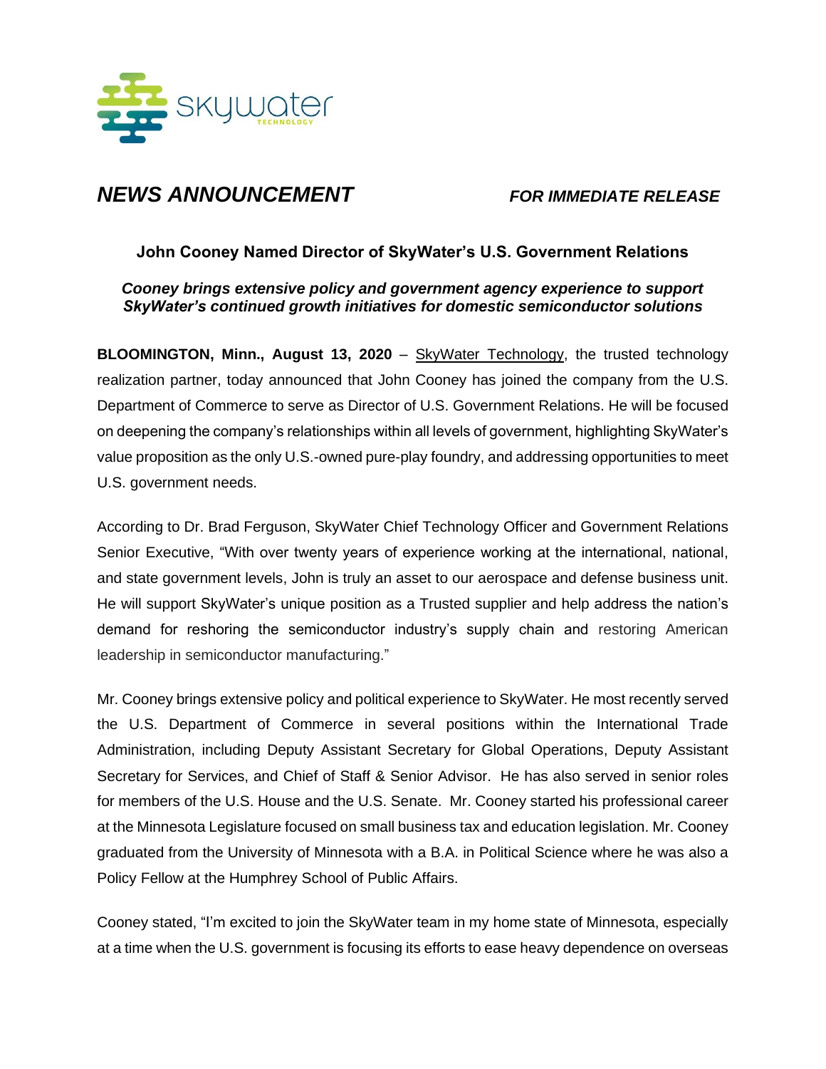# NEWS ANNOUNCEMENT

***FOR IMMEDIATE RELEASE***

## John Cooney Named Director of SkyWater's U.S. Government Relations

***Cooney brings extensive policy and government agency experience to support SkyWater's continued growth initiatives for domestic semiconductor solutions***

**BLOOMINGTON, Minn., August 13, 2020** – SkyWater Technology, the trusted technology realization partner, today announced that John Cooney has joined the company from the U.S. Department of Commerce to serve as Director of U.S. Government Relations. He will be focused on deepening the company's relationships within all levels of government, highlighting SkyWater's value proposition as the only U.S.-owned pure-play foundry, and addressing opportunities to meet U.S. government needs.

According to Dr. Brad Ferguson, SkyWater Chief Technology Officer and Government Relations Senior Executive, "With over twenty years of experience working at the international, national, and state government levels, John is truly an asset to our aerospace and defense business unit. He will support SkyWater's unique position as a Trusted supplier and help address the nation's demand for reshoring the semiconductor industry's supply chain and restoring American leadership in semiconductor manufacturing."

Mr. Cooney brings extensive policy and political experience to SkyWater. He most recently served the U.S. Department of Commerce in several positions within the International Trade Administration, including Deputy Assistant Secretary for Global Operations, Deputy Assistant Secretary for Services, and Chief of Staff & Senior Advisor. He has also served in senior roles for members of the U.S. House and the U.S. Senate. Mr. Cooney started his professional career at the Minnesota Legislature focused on small business tax and education legislation. Mr. Cooney graduated from the University of Minnesota with a B.A. in Political Science where he was also a Policy Fellow at the Humphrey School of Public Affairs.

Cooney stated, "I'm excited to join the SkyWater team in my home state of Minnesota, especially at a time when the U.S. government is focusing its efforts to ease heavy dependence on overseas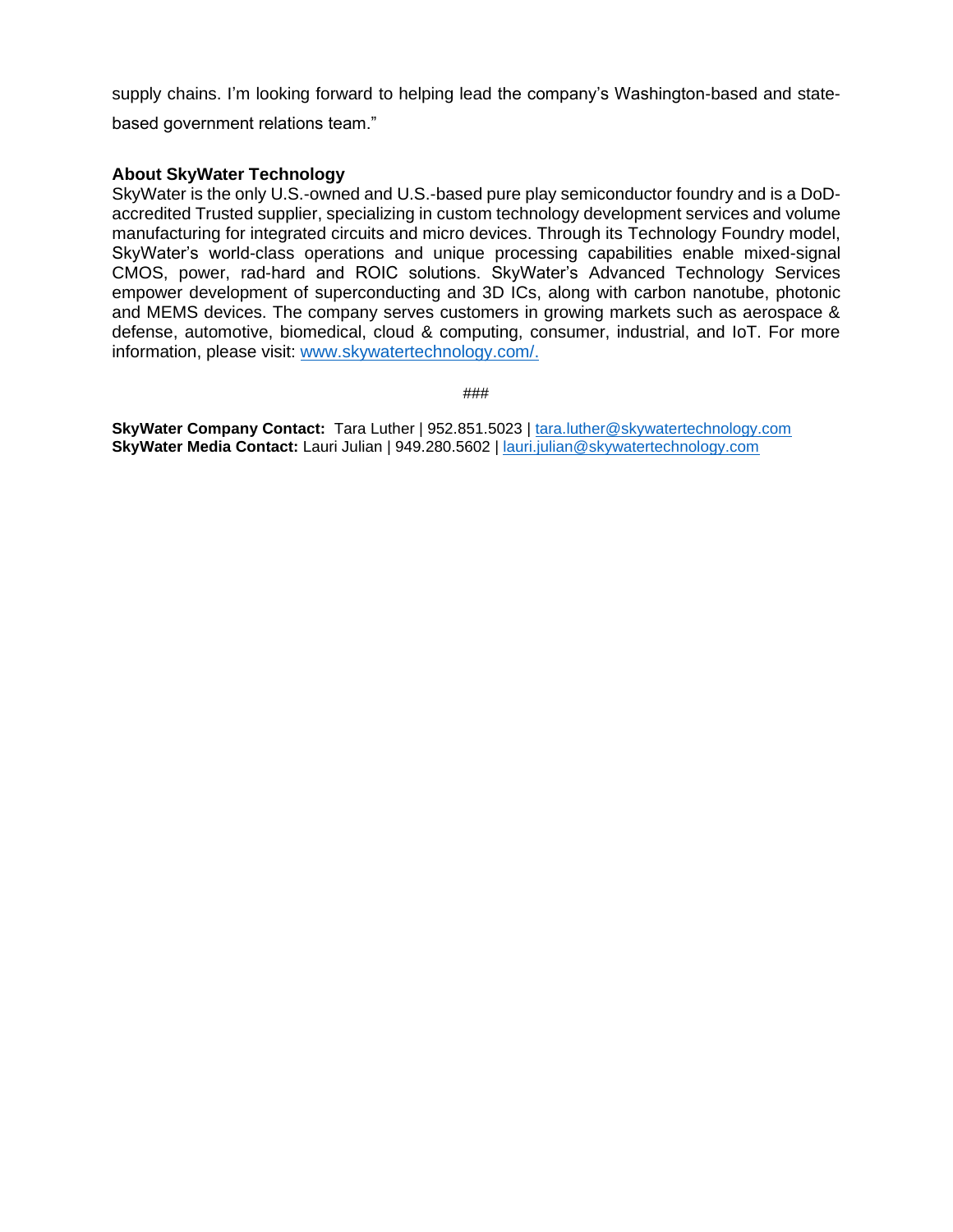supply chains. I'm looking forward to helping lead the company's Washington-based and state-based government relations team."

**About SkyWater Technology**

SkyWater is the only U.S.-owned and U.S.-based pure play semiconductor foundry and is a DoD-accredited Trusted supplier, specializing in custom technology development services and volume manufacturing for integrated circuits and micro devices. Through its Technology Foundry model, SkyWater's world-class operations and unique processing capabilities enable mixed-signal CMOS, power, rad-hard and ROIC solutions. SkyWater's Advanced Technology Services empower development of superconducting and 3D ICs, along with carbon nanotube, photonic and MEMS devices. The company serves customers in growing markets such as aerospace & defense, automotive, biomedical, cloud & computing, consumer, industrial, and IoT. For more information, please visit: www.skywatertechnology.com/.

###

**SkyWater Company Contact:** Tara Luther | 952.851.5023 | tara.luther@skywatertechnology.com
**SkyWater Media Contact:** Lauri Julian | 949.280.5602 | lauri.julian@skywatertechnology.com